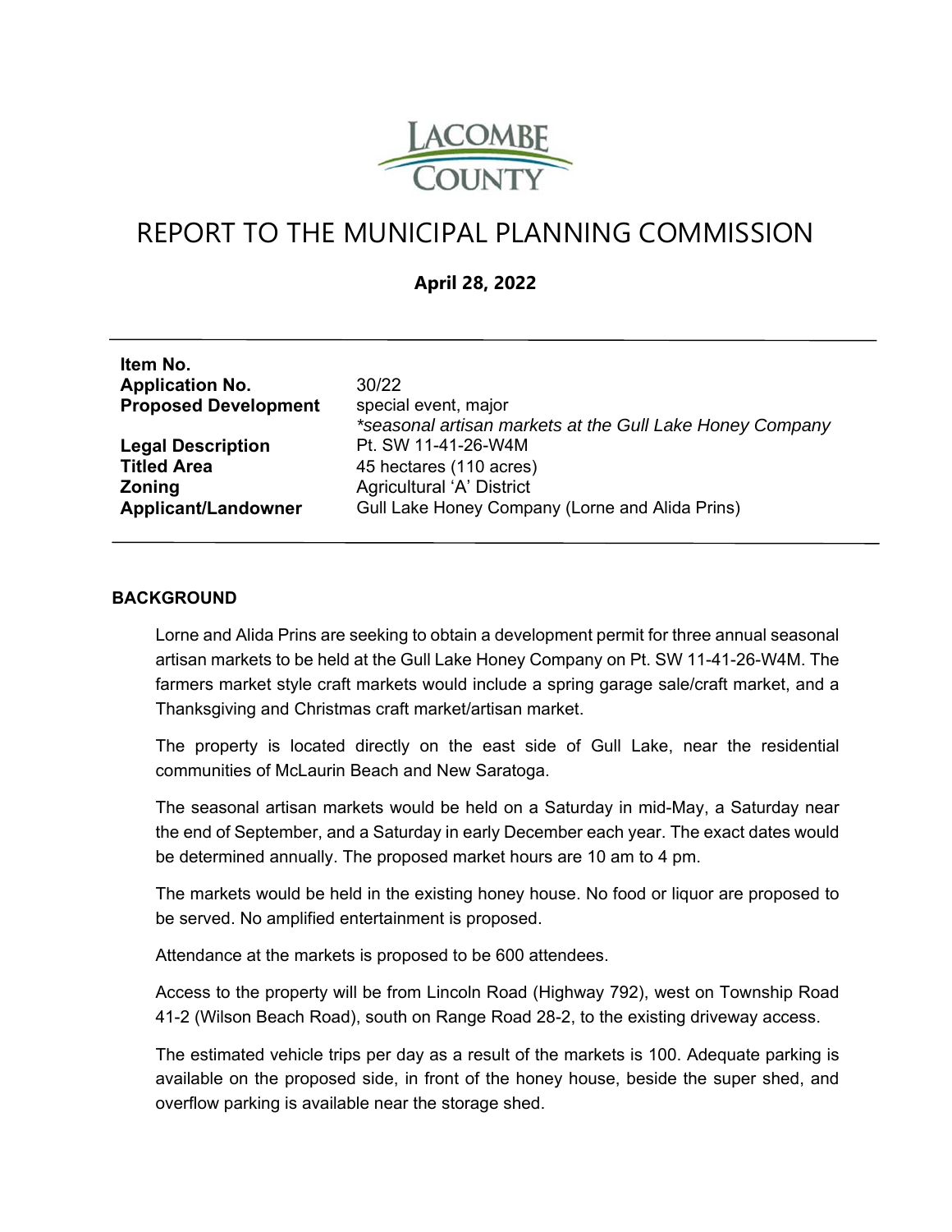LACOMBE COUNTY

# REPORT TO THE MUNICIPAL PLANNING COMMISSION

**April 28, 2022**

| | |
|---|---|
| **Item No.** | |
| **Application No.** | 30/22 |
| **Proposed Development** | special event, major<br>*\*seasonal artisan markets at the Gull Lake Honey Company* |
| **Legal Description** | Pt. SW 11-41-26-W4M |
| **Titled Area** | 45 hectares (110 acres) |
| **Zoning** | Agricultural 'A' District |
| **Applicant/Landowner** | Gull Lake Honey Company (Lorne and Alida Prins) |

## BACKGROUND

Lorne and Alida Prins are seeking to obtain a development permit for three annual seasonal artisan markets to be held at the Gull Lake Honey Company on Pt. SW 11-41-26-W4M. The farmers market style craft markets would include a spring garage sale/craft market, and a Thanksgiving and Christmas craft market/artisan market.

The property is located directly on the east side of Gull Lake, near the residential communities of McLaurin Beach and New Saratoga.

The seasonal artisan markets would be held on a Saturday in mid-May, a Saturday near the end of September, and a Saturday in early December each year. The exact dates would be determined annually. The proposed market hours are 10 am to 4 pm.

The markets would be held in the existing honey house. No food or liquor are proposed to be served. No amplified entertainment is proposed.

Attendance at the markets is proposed to be 600 attendees.

Access to the property will be from Lincoln Road (Highway 792), west on Township Road 41-2 (Wilson Beach Road), south on Range Road 28-2, to the existing driveway access.

The estimated vehicle trips per day as a result of the markets is 100. Adequate parking is available on the proposed side, in front of the honey house, beside the super shed, and overflow parking is available near the storage shed.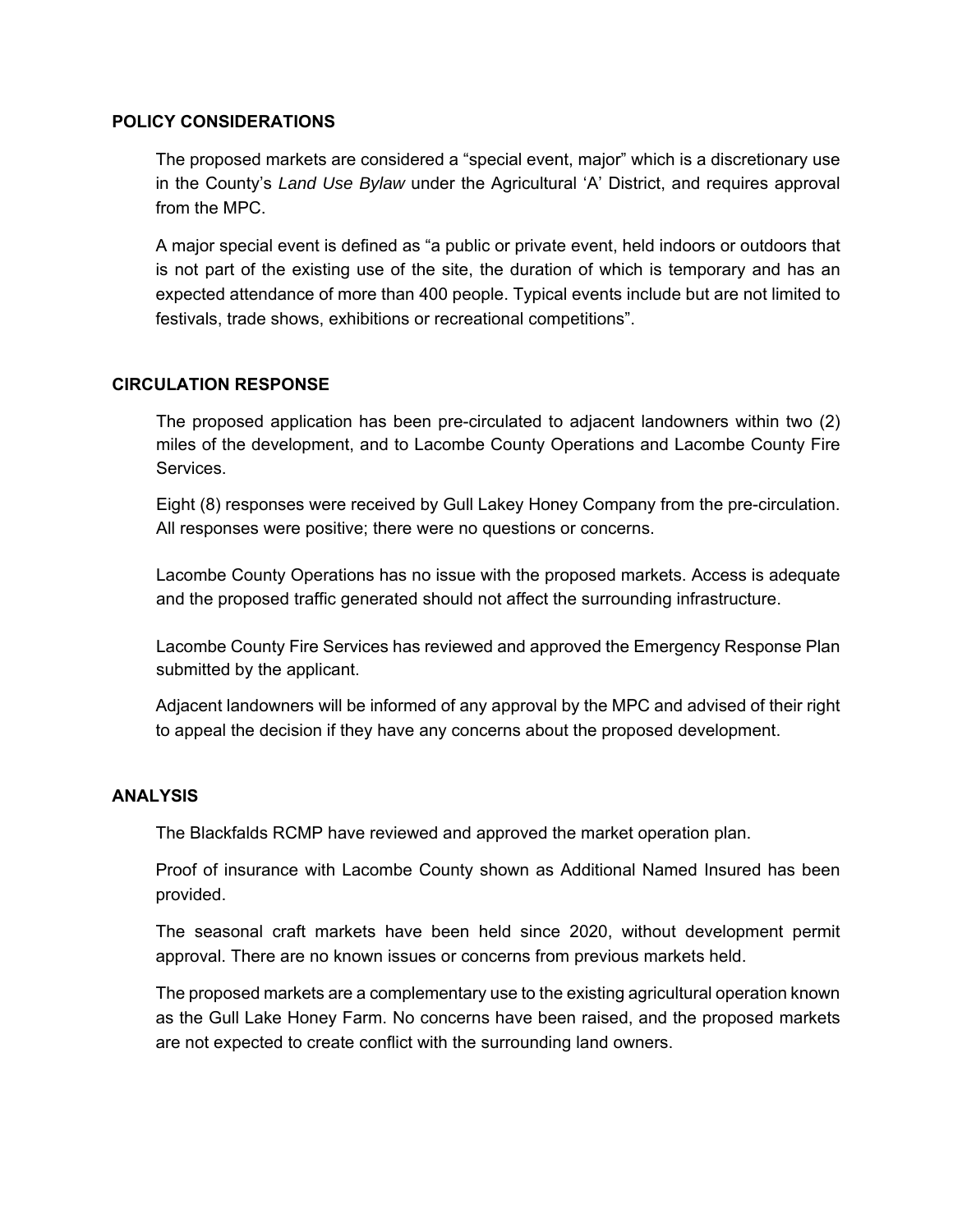## POLICY CONSIDERATIONS

The proposed markets are considered a “special event, major” which is a discretionary use in the County’s *Land Use Bylaw* under the Agricultural ‘A’ District, and requires approval from the MPC.

A major special event is defined as “a public or private event, held indoors or outdoors that is not part of the existing use of the site, the duration of which is temporary and has an expected attendance of more than 400 people. Typical events include but are not limited to festivals, trade shows, exhibitions or recreational competitions”.

## CIRCULATION RESPONSE

The proposed application has been pre-circulated to adjacent landowners within two (2) miles of the development, and to Lacombe County Operations and Lacombe County Fire Services.

Eight (8) responses were received by Gull Lakey Honey Company from the pre-circulation. All responses were positive; there were no questions or concerns.

Lacombe County Operations has no issue with the proposed markets. Access is adequate and the proposed traffic generated should not affect the surrounding infrastructure.

Lacombe County Fire Services has reviewed and approved the Emergency Response Plan submitted by the applicant.

Adjacent landowners will be informed of any approval by the MPC and advised of their right to appeal the decision if they have any concerns about the proposed development.

## ANALYSIS

The Blackfalds RCMP have reviewed and approved the market operation plan.

Proof of insurance with Lacombe County shown as Additional Named Insured has been provided.

The seasonal craft markets have been held since 2020, without development permit approval. There are no known issues or concerns from previous markets held.

The proposed markets are a complementary use to the existing agricultural operation known as the Gull Lake Honey Farm. No concerns have been raised, and the proposed markets are not expected to create conflict with the surrounding land owners.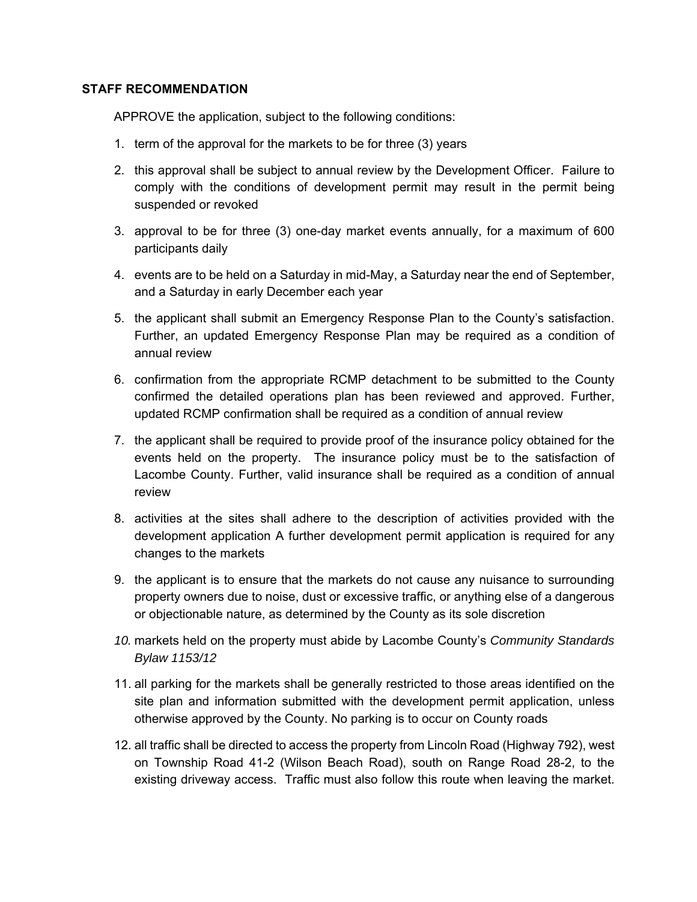**STAFF RECOMMENDATION**

APPROVE the application, subject to the following conditions:

1. term of the approval for the markets to be for three (3) years
2. this approval shall be subject to annual review by the Development Officer. Failure to comply with the conditions of development permit may result in the permit being suspended or revoked
3. approval to be for three (3) one-day market events annually, for a maximum of 600 participants daily
4. events are to be held on a Saturday in mid-May, a Saturday near the end of September, and a Saturday in early December each year
5. the applicant shall submit an Emergency Response Plan to the County's satisfaction. Further, an updated Emergency Response Plan may be required as a condition of annual review
6. confirmation from the appropriate RCMP detachment to be submitted to the County confirmed the detailed operations plan has been reviewed and approved. Further, updated RCMP confirmation shall be required as a condition of annual review
7. the applicant shall be required to provide proof of the insurance policy obtained for the events held on the property. The insurance policy must be to the satisfaction of Lacombe County. Further, valid insurance shall be required as a condition of annual review
8. activities at the sites shall adhere to the description of activities provided with the development application A further development permit application is required for any changes to the markets
9. the applicant is to ensure that the markets do not cause any nuisance to surrounding property owners due to noise, dust or excessive traffic, or anything else of a dangerous or objectionable nature, as determined by the County as its sole discretion
10. markets held on the property must abide by Lacombe County's *Community Standards Bylaw 1153/12*
11. all parking for the markets shall be generally restricted to those areas identified on the site plan and information submitted with the development permit application, unless otherwise approved by the County. No parking is to occur on County roads
12. all traffic shall be directed to access the property from Lincoln Road (Highway 792), west on Township Road 41-2 (Wilson Beach Road), south on Range Road 28-2, to the existing driveway access. Traffic must also follow this route when leaving the market.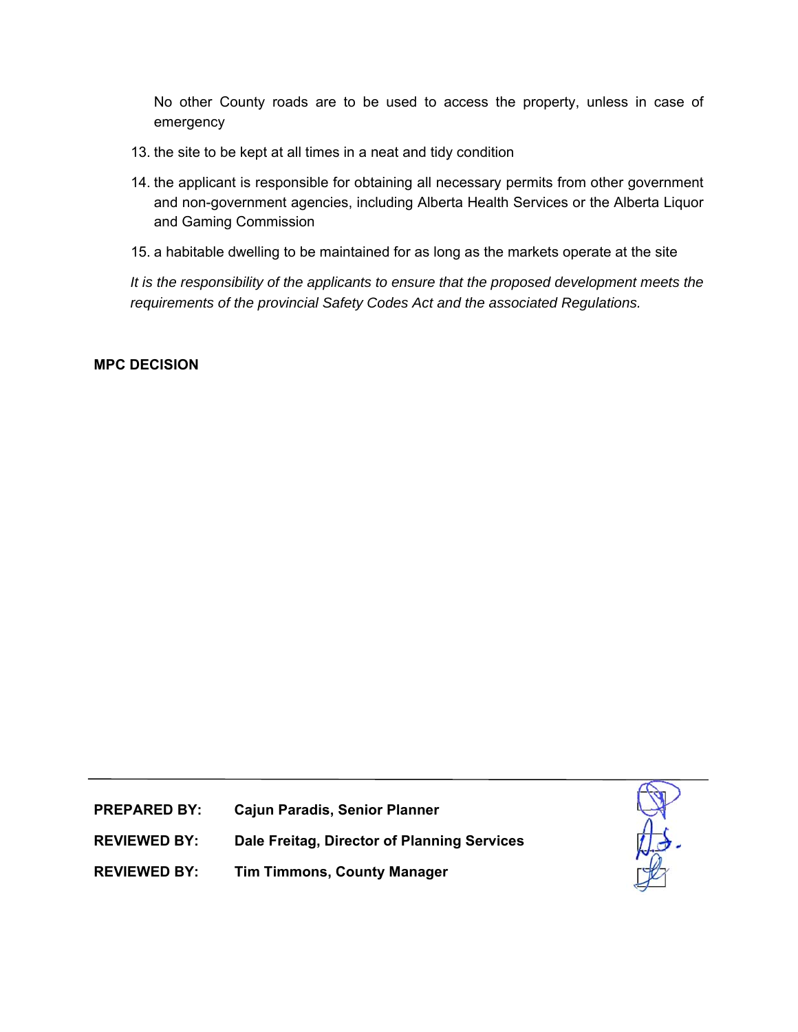No other County roads are to be used to access the property, unless in case of emergency

13. the site to be kept at all times in a neat and tidy condition
14. the applicant is responsible for obtaining all necessary permits from other government and non-government agencies, including Alberta Health Services or the Alberta Liquor and Gaming Commission
15. a habitable dwelling to be maintained for as long as the markets operate at the site

*It is the responsibility of the applicants to ensure that the proposed development meets the requirements of the provincial Safety Codes Act and the associated Regulations.*

**MPC DECISION**

---

| | |
|---|---|
| **PREPARED BY:** | **Cajun Paradis, Senior Planner** |
| **REVIEWED BY:** | **Dale Freitag, Director of Planning Services** |
| **REVIEWED BY:** | **Tim Timmons, County Manager** |